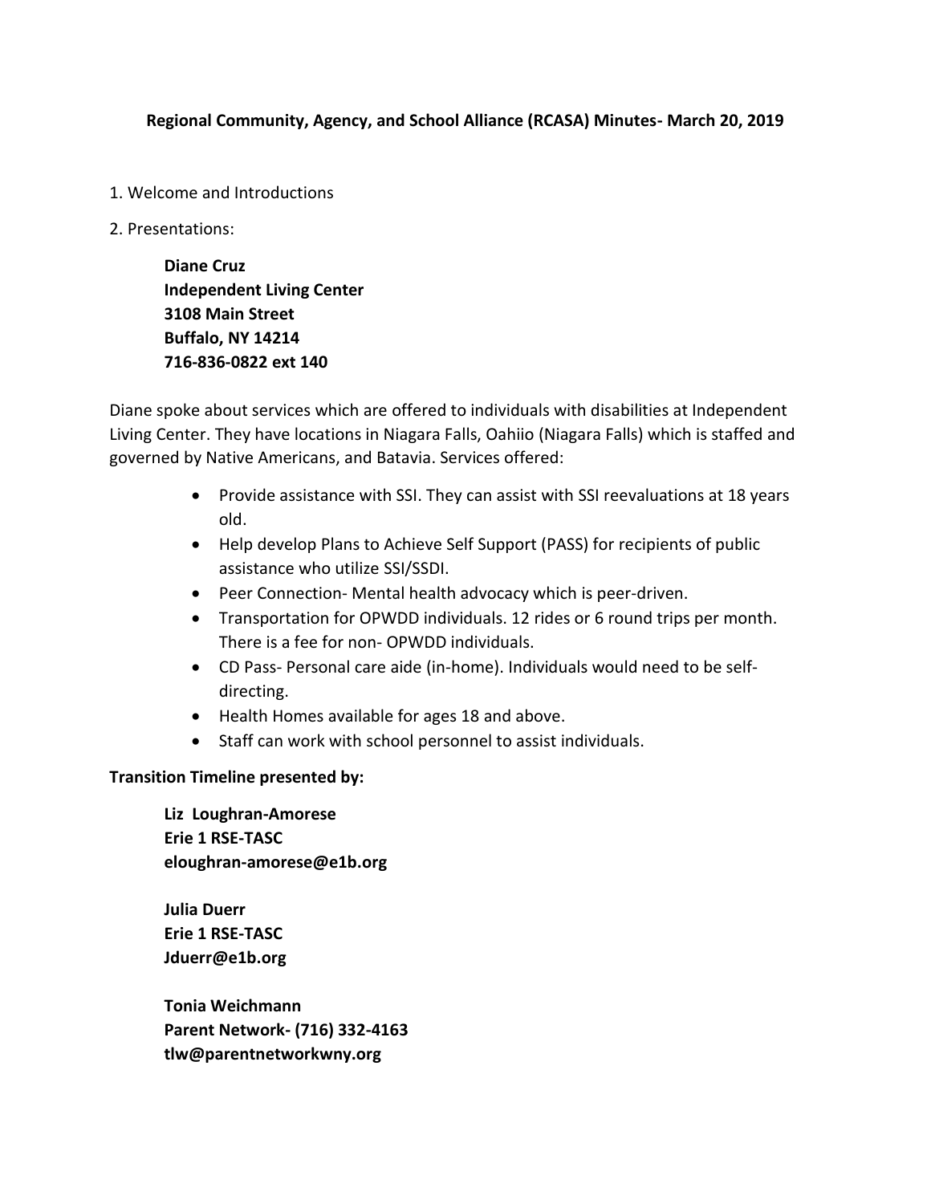**Regional Community, Agency, and School Alliance (RCASA) Minutes- March 20, 2019**

1. Welcome and Introductions
2. Presentations:

**Diane Cruz**
**Independent Living Center**
**3108 Main Street**
**Buffalo, NY 14214**
**716-836-0822 ext 140**

Diane spoke about services which are offered to individuals with disabilities at Independent Living Center. They have locations in Niagara Falls, Oahiio (Niagara Falls) which is staffed and governed by Native Americans, and Batavia. Services offered:

- Provide assistance with SSI. They can assist with SSI reevaluations at 18 years old.
- Help develop Plans to Achieve Self Support (PASS) for recipients of public assistance who utilize SSI/SSDI.
- Peer Connection- Mental health advocacy which is peer-driven.
- Transportation for OPWDD individuals. 12 rides or 6 round trips per month. There is a fee for non- OPWDD individuals.
- CD Pass- Personal care aide (in-home). Individuals would need to be self-directing.
- Health Homes available for ages 18 and above.
- Staff can work with school personnel to assist individuals.

**Transition Timeline presented by:**

**Liz Loughran-Amorese**
**Erie 1 RSE-TASC**
**eloughran-amorese@e1b.org**

**Julia Duerr**
**Erie 1 RSE-TASC**
**Jduerr@e1b.org**

**Tonia Weichmann**
**Parent Network- (716) 332-4163**
**tlw@parentnetworkwny.org**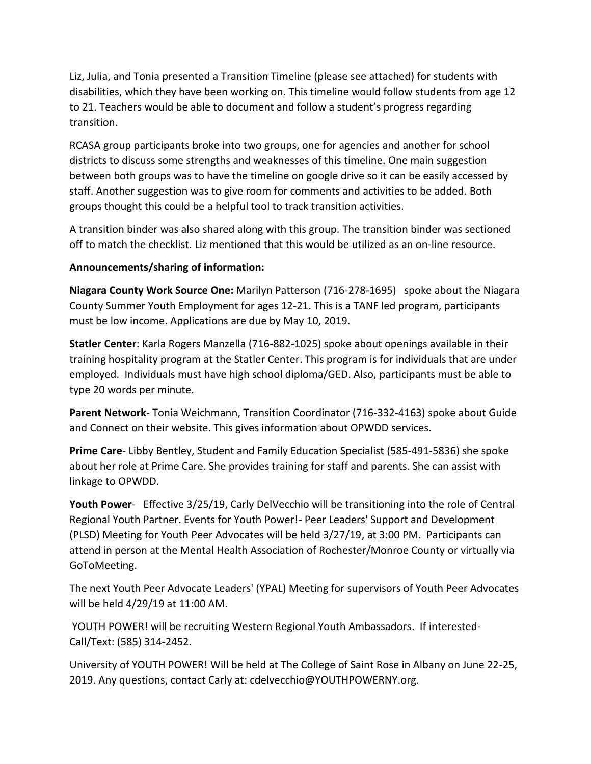Liz, Julia, and Tonia presented a Transition Timeline (please see attached) for students with disabilities, which they have been working on. This timeline would follow students from age 12 to 21. Teachers would be able to document and follow a student's progress regarding transition.

RCASA group participants broke into two groups, one for agencies and another for school districts to discuss some strengths and weaknesses of this timeline. One main suggestion between both groups was to have the timeline on google drive so it can be easily accessed by staff. Another suggestion was to give room for comments and activities to be added. Both groups thought this could be a helpful tool to track transition activities.

A transition binder was also shared along with this group. The transition binder was sectioned off to match the checklist. Liz mentioned that this would be utilized as an on-line resource.

**Announcements/sharing of information:**

**Niagara County Work Source One:** Marilyn Patterson (716-278-1695) spoke about the Niagara County Summer Youth Employment for ages 12-21. This is a TANF led program, participants must be low income. Applications are due by May 10, 2019.

**Statler Center**: Karla Rogers Manzella (716-882-1025) spoke about openings available in their training hospitality program at the Statler Center. This program is for individuals that are under employed. Individuals must have high school diploma/GED. Also, participants must be able to type 20 words per minute.

**Parent Network**- Tonia Weichmann, Transition Coordinator (716-332-4163) spoke about Guide and Connect on their website. This gives information about OPWDD services.

**Prime Care**- Libby Bentley, Student and Family Education Specialist (585-491-5836) she spoke about her role at Prime Care. She provides training for staff and parents. She can assist with linkage to OPWDD.

**Youth Power**- Effective 3/25/19, Carly DelVecchio will be transitioning into the role of Central Regional Youth Partner. Events for Youth Power!- Peer Leaders' Support and Development (PLSD) Meeting for Youth Peer Advocates will be held 3/27/19, at 3:00 PM. Participants can attend in person at the Mental Health Association of Rochester/Monroe County or virtually via GoToMeeting.

The next Youth Peer Advocate Leaders' (YPAL) Meeting for supervisors of Youth Peer Advocates will be held 4/29/19 at 11:00 AM.

YOUTH POWER! will be recruiting Western Regional Youth Ambassadors. If interested- Call/Text: (585) 314-2452.

University of YOUTH POWER! Will be held at The College of Saint Rose in Albany on June 22-25, 2019. Any questions, contact Carly at: cdelvecchio@YOUTHPOWERNY.org.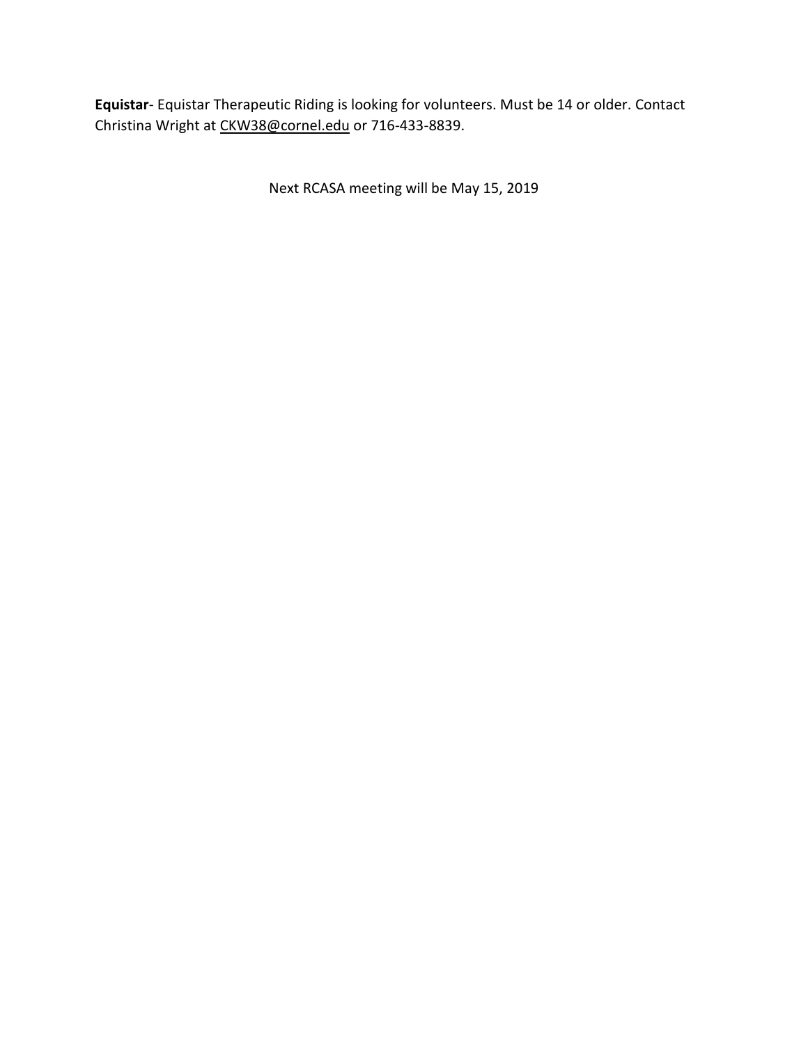**Equistar**- Equistar Therapeutic Riding is looking for volunteers. Must be 14 or older. Contact Christina Wright at CKW38@cornel.edu or 716-433-8839.

Next RCASA meeting will be May 15, 2019